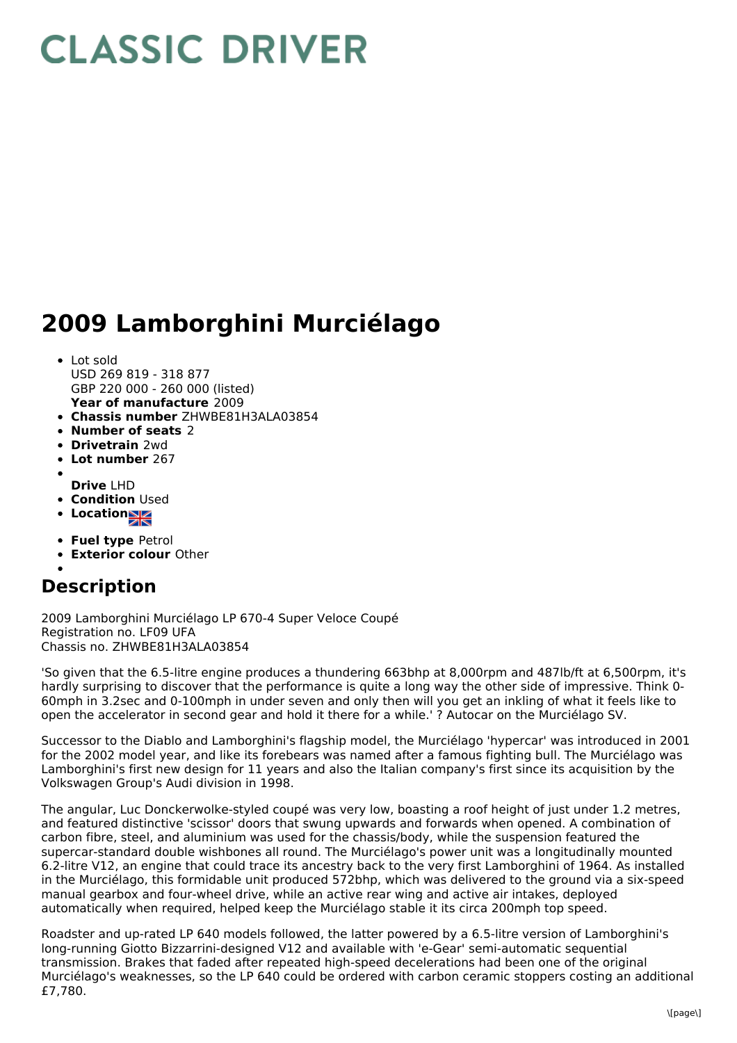# CLASSIC DRIVER

# 2009 Lamborghini Murciélago

- Lot sold
  USD 269 819 - 318 877
  GBP 220 000 - 260 000 (listed)
  **Year of manufacture** 2009
- **Chassis number** ZHWBE81H3ALA03854
- **Number of seats** 2
- **Drivetrain** 2wd
- **Lot number** 267
- **Drive** LHD
- **Condition** Used
- **Location**
- **Fuel type** Petrol
- **Exterior colour** Other

## Description

2009 Lamborghini Murciélago LP 670-4 Super Veloce Coupé
Registration no. LF09 UFA
Chassis no. ZHWBE81H3ALA03854

'So given that the 6.5-litre engine produces a thundering 663bhp at 8,000rpm and 487lb/ft at 6,500rpm, it's hardly surprising to discover that the performance is quite a long way the other side of impressive. Think 0-60mph in 3.2sec and 0-100mph in under seven and only then will you get an inkling of what it feels like to open the accelerator in second gear and hold it there for a while.' ? Autocar on the Murciélago SV.

Successor to the Diablo and Lamborghini's flagship model, the Murciélago 'hypercar' was introduced in 2001 for the 2002 model year, and like its forebears was named after a famous fighting bull. The Murciélago was Lamborghini's first new design for 11 years and also the Italian company's first since its acquisition by the Volkswagen Group's Audi division in 1998.

The angular, Luc Donckerwolke-styled coupé was very low, boasting a roof height of just under 1.2 metres, and featured distinctive 'scissor' doors that swung upwards and forwards when opened. A combination of carbon fibre, steel, and aluminium was used for the chassis/body, while the suspension featured the supercar-standard double wishbones all round. The Murciélago's power unit was a longitudinally mounted 6.2-litre V12, an engine that could trace its ancestry back to the very first Lamborghini of 1964. As installed in the Murciélago, this formidable unit produced 572bhp, which was delivered to the ground via a six-speed manual gearbox and four-wheel drive, while an active rear wing and active air intakes, deployed automatically when required, helped keep the Murciélago stable it its circa 200mph top speed.

Roadster and up-rated LP 640 models followed, the latter powered by a 6.5-litre version of Lamborghini's long-running Giotto Bizzarrini-designed V12 and available with 'e-Gear' semi-automatic sequential transmission. Brakes that faded after repeated high-speed decelerations had been one of the original Murciélago's weaknesses, so the LP 640 could be ordered with carbon ceramic stoppers costing an additional £7,780.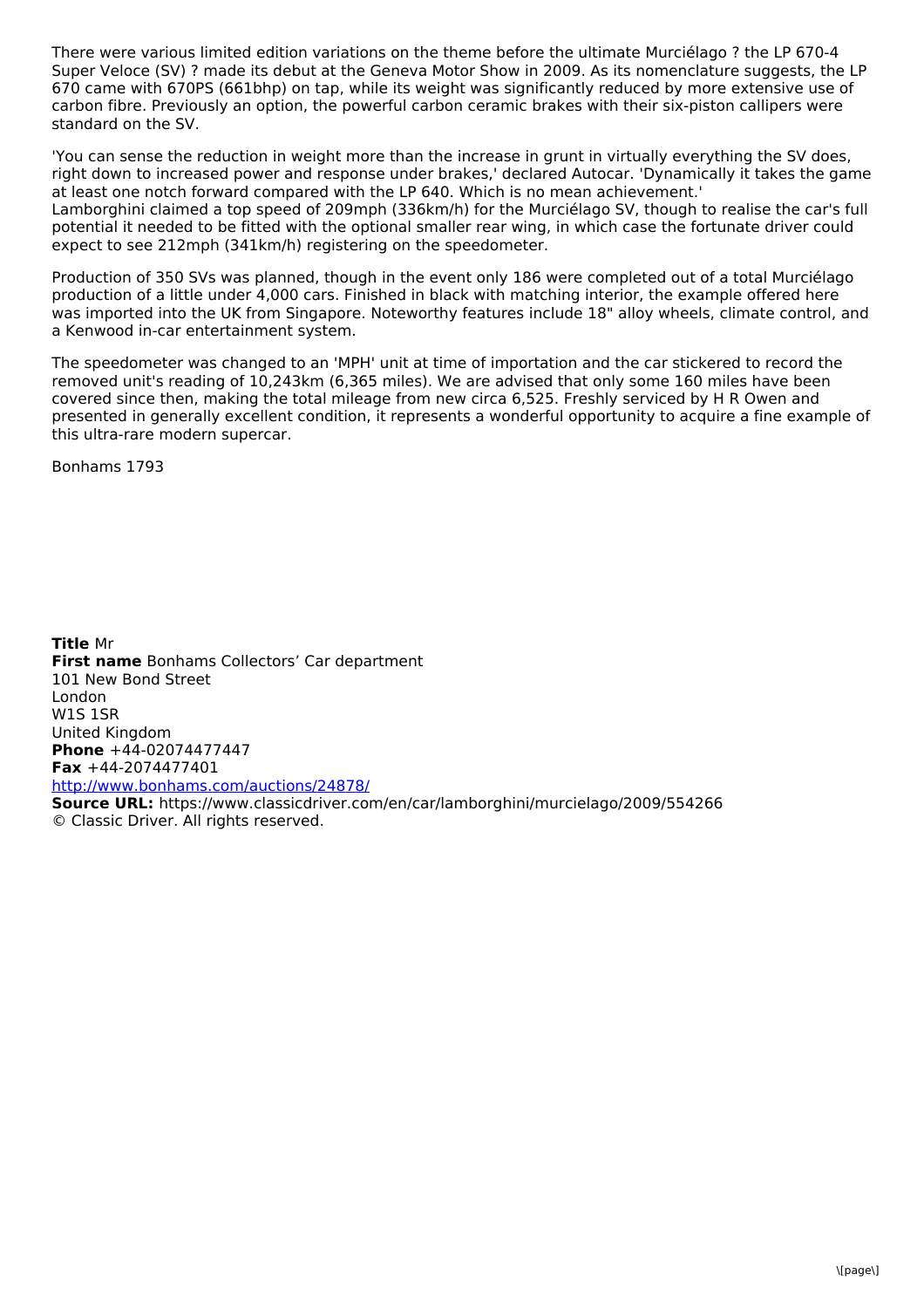There were various limited edition variations on the theme before the ultimate Murciélago ? the LP 670-4 Super Veloce (SV) ? made its debut at the Geneva Motor Show in 2009. As its nomenclature suggests, the LP 670 came with 670PS (661bhp) on tap, while its weight was significantly reduced by more extensive use of carbon fibre. Previously an option, the powerful carbon ceramic brakes with their six-piston callipers were standard on the SV.

'You can sense the reduction in weight more than the increase in grunt in virtually everything the SV does, right down to increased power and response under brakes,' declared Autocar. 'Dynamically it takes the game at least one notch forward compared with the LP 640. Which is no mean achievement.'
Lamborghini claimed a top speed of 209mph (336km/h) for the Murciélago SV, though to realise the car's full potential it needed to be fitted with the optional smaller rear wing, in which case the fortunate driver could expect to see 212mph (341km/h) registering on the speedometer.

Production of 350 SVs was planned, though in the event only 186 were completed out of a total Murciélago production of a little under 4,000 cars. Finished in black with matching interior, the example offered here was imported into the UK from Singapore. Noteworthy features include 18" alloy wheels, climate control, and a Kenwood in-car entertainment system.

The speedometer was changed to an 'MPH' unit at time of importation and the car stickered to record the removed unit's reading of 10,243km (6,365 miles). We are advised that only some 160 miles have been covered since then, making the total mileage from new circa 6,525. Freshly serviced by H R Owen and presented in generally excellent condition, it represents a wonderful opportunity to acquire a fine example of this ultra-rare modern supercar.

Bonhams 1793

**Title** Mr
**First name** Bonhams Collectors' Car department
101 New Bond Street
London
W1S 1SR
United Kingdom
**Phone** +44-02074477447
**Fax** +44-2074477401
http://www.bonhams.com/auctions/24878/
**Source URL:** https://www.classicdriver.com/en/car/lamborghini/murcielago/2009/554266
© Classic Driver. All rights reserved.